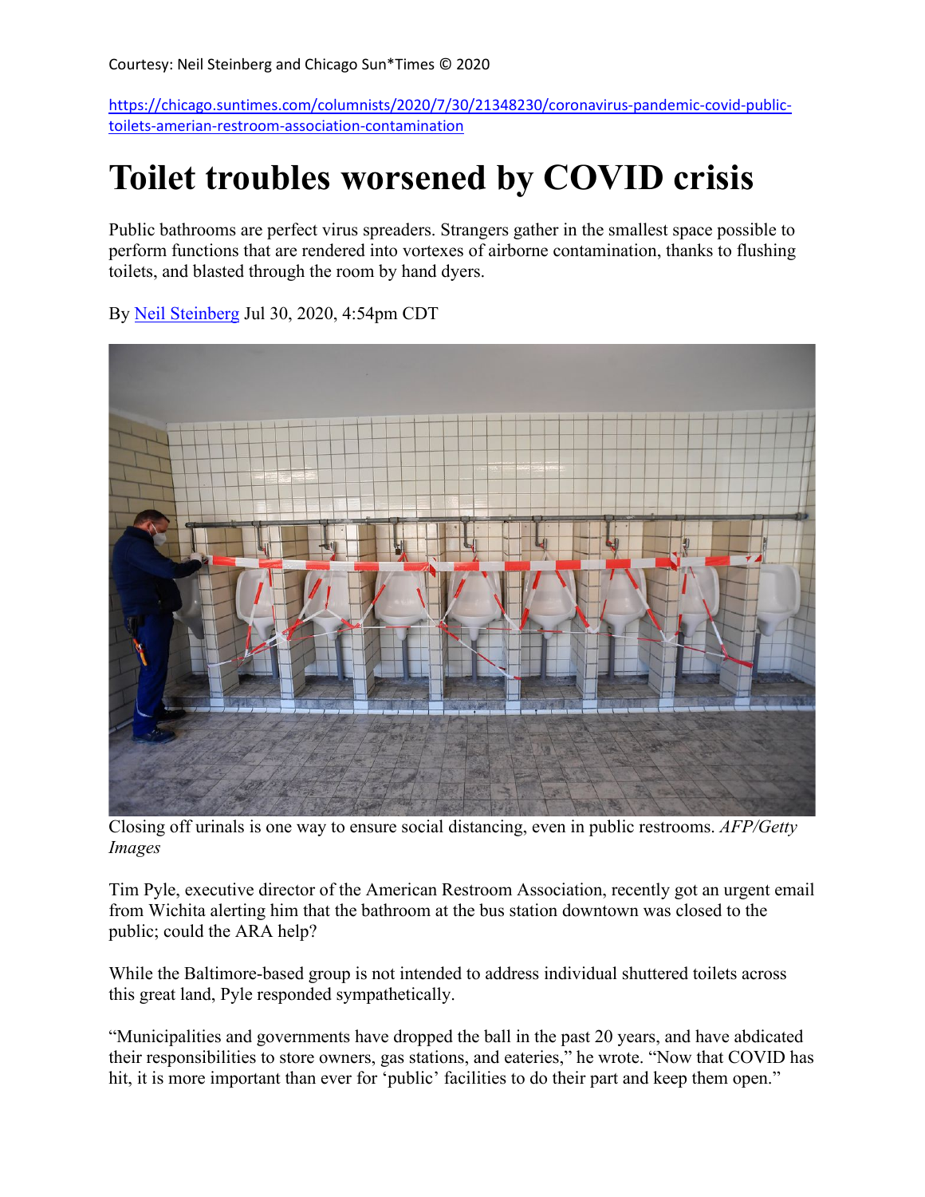Courtesy: Neil Steinberg and Chicago Sun*Times © 2020

https://chicago.suntimes.com/columnists/2020/7/30/21348230/coronavirus-pandemic-covid-public-toilets-amerian-restroom-association-contamination

# Toilet troubles worsened by COVID crisis

Public bathrooms are perfect virus spreaders. Strangers gather in the smallest space possible to perform functions that are rendered into vortexes of airborne contamination, thanks to flushing toilets, and blasted through the room by hand dyers.

By Neil Steinberg Jul 30, 2020, 4:54pm CDT

Closing off urinals is one way to ensure social distancing, even in public restrooms. *AFP/Getty Images*

Tim Pyle, executive director of the American Restroom Association, recently got an urgent email from Wichita alerting him that the bathroom at the bus station downtown was closed to the public; could the ARA help?

While the Baltimore-based group is not intended to address individual shuttered toilets across this great land, Pyle responded sympathetically.

"Municipalities and governments have dropped the ball in the past 20 years, and have abdicated their responsibilities to store owners, gas stations, and eateries," he wrote. "Now that COVID has hit, it is more important than ever for 'public' facilities to do their part and keep them open."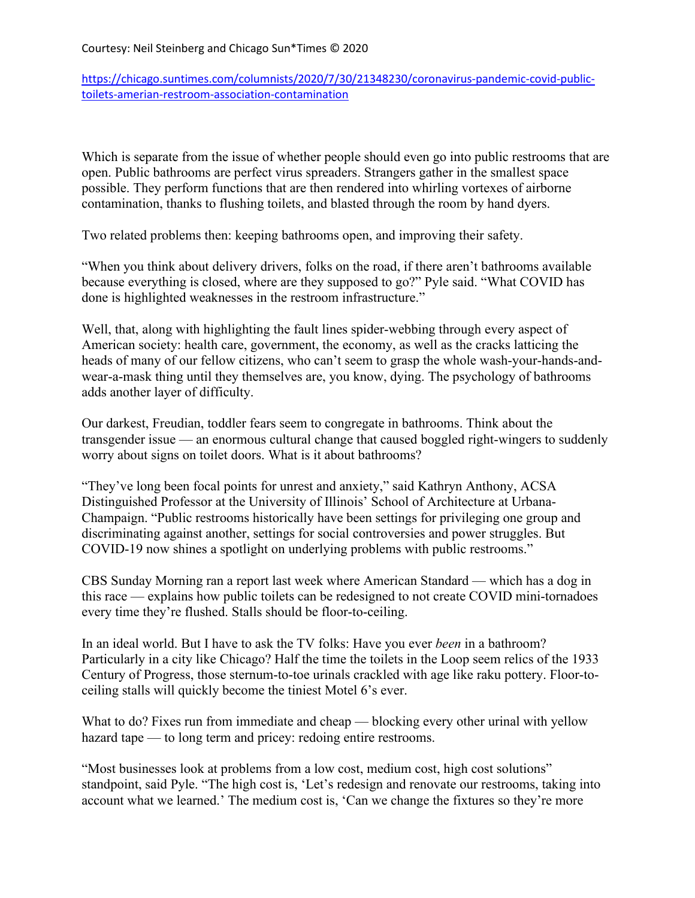Courtesy: Neil Steinberg and Chicago Sun*Times © 2020

https://chicago.suntimes.com/columnists/2020/7/30/21348230/coronavirus-pandemic-covid-public-toilets-amerian-restroom-association-contamination

Which is separate from the issue of whether people should even go into public restrooms that are open. Public bathrooms are perfect virus spreaders. Strangers gather in the smallest space possible. They perform functions that are then rendered into whirling vortexes of airborne contamination, thanks to flushing toilets, and blasted through the room by hand dyers.

Two related problems then: keeping bathrooms open, and improving their safety.

"When you think about delivery drivers, folks on the road, if there aren't bathrooms available because everything is closed, where are they supposed to go?" Pyle said. "What COVID has done is highlighted weaknesses in the restroom infrastructure."

Well, that, along with highlighting the fault lines spider-webbing through every aspect of American society: health care, government, the economy, as well as the cracks latticing the heads of many of our fellow citizens, who can't seem to grasp the whole wash-your-hands-and-wear-a-mask thing until they themselves are, you know, dying. The psychology of bathrooms adds another layer of difficulty.

Our darkest, Freudian, toddler fears seem to congregate in bathrooms. Think about the transgender issue — an enormous cultural change that caused boggled right-wingers to suddenly worry about signs on toilet doors. What is it about bathrooms?

"They've long been focal points for unrest and anxiety," said Kathryn Anthony, ACSA Distinguished Professor at the University of Illinois' School of Architecture at Urbana-Champaign. "Public restrooms historically have been settings for privileging one group and discriminating against another, settings for social controversies and power struggles. But COVID-19 now shines a spotlight on underlying problems with public restrooms."

CBS Sunday Morning ran a report last week where American Standard — which has a dog in this race — explains how public toilets can be redesigned to not create COVID mini-tornadoes every time they're flushed. Stalls should be floor-to-ceiling.

In an ideal world. But I have to ask the TV folks: Have you ever *been* in a bathroom? Particularly in a city like Chicago? Half the time the toilets in the Loop seem relics of the 1933 Century of Progress, those sternum-to-toe urinals crackled with age like raku pottery. Floor-to-ceiling stalls will quickly become the tiniest Motel 6's ever.

What to do? Fixes run from immediate and cheap — blocking every other urinal with yellow hazard tape — to long term and pricey: redoing entire restrooms.

"Most businesses look at problems from a low cost, medium cost, high cost solutions" standpoint, said Pyle. "The high cost is, 'Let's redesign and renovate our restrooms, taking into account what we learned.' The medium cost is, 'Can we change the fixtures so they're more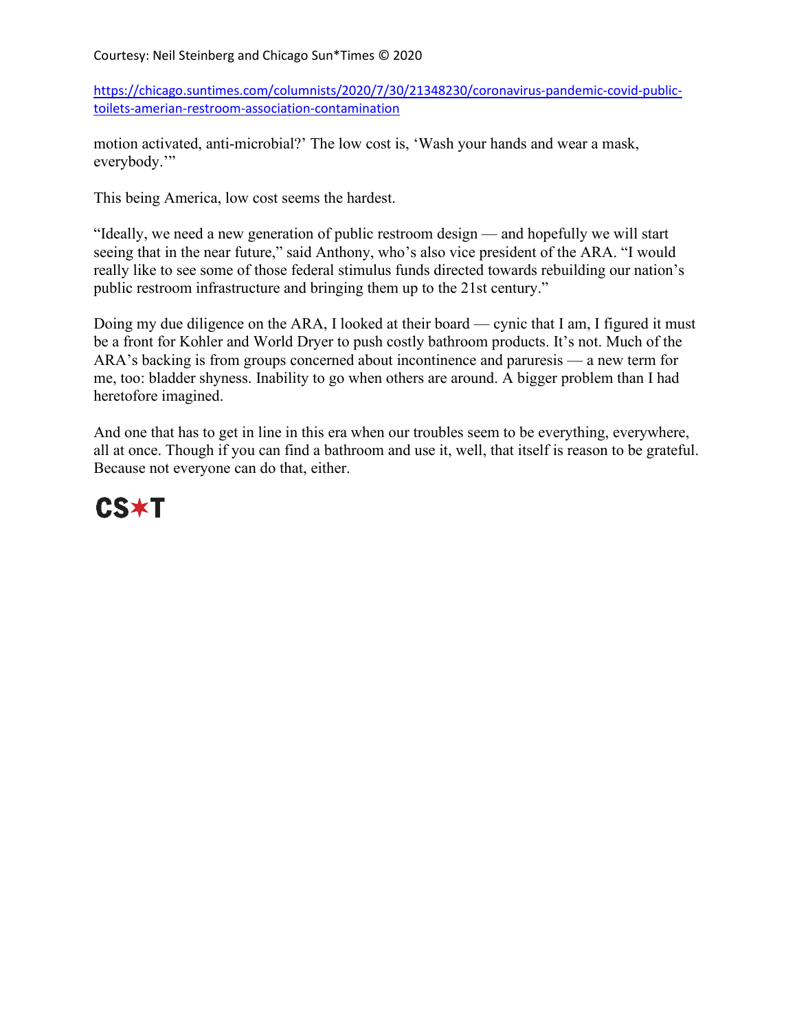Courtesy: Neil Steinberg and Chicago Sun*Times © 2020

https://chicago.suntimes.com/columnists/2020/7/30/21348230/coronavirus-pandemic-covid-public-toilets-amerian-restroom-association-contamination

motion activated, anti-microbial?' The low cost is, 'Wash your hands and wear a mask, everybody.'"

This being America, low cost seems the hardest.

"Ideally, we need a new generation of public restroom design — and hopefully we will start seeing that in the near future," said Anthony, who's also vice president of the ARA. "I would really like to see some of those federal stimulus funds directed towards rebuilding our nation's public restroom infrastructure and bringing them up to the 21st century."

Doing my due diligence on the ARA, I looked at their board — cynic that I am, I figured it must be a front for Kohler and World Dryer to push costly bathroom products. It's not. Much of the ARA's backing is from groups concerned about incontinence and paruresis — a new term for me, too: bladder shyness. Inability to go when others are around. A bigger problem than I had heretofore imagined.

And one that has to get in line in this era when our troubles seem to be everything, everywhere, all at once. Though if you can find a bathroom and use it, well, that itself is reason to be grateful. Because not everyone can do that, either.

CS*T